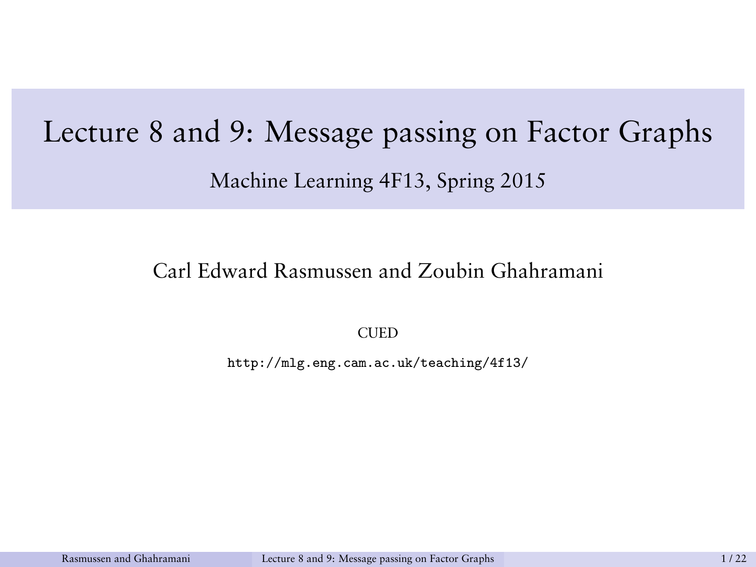# Lecture 8 and 9: Message passing on Factor Graphs

Machine Learning 4F13, Spring 2015

Carl Edward Rasmussen and Zoubin Ghahramani

CUED

http://mlg.eng.cam.ac.uk/teaching/4f13/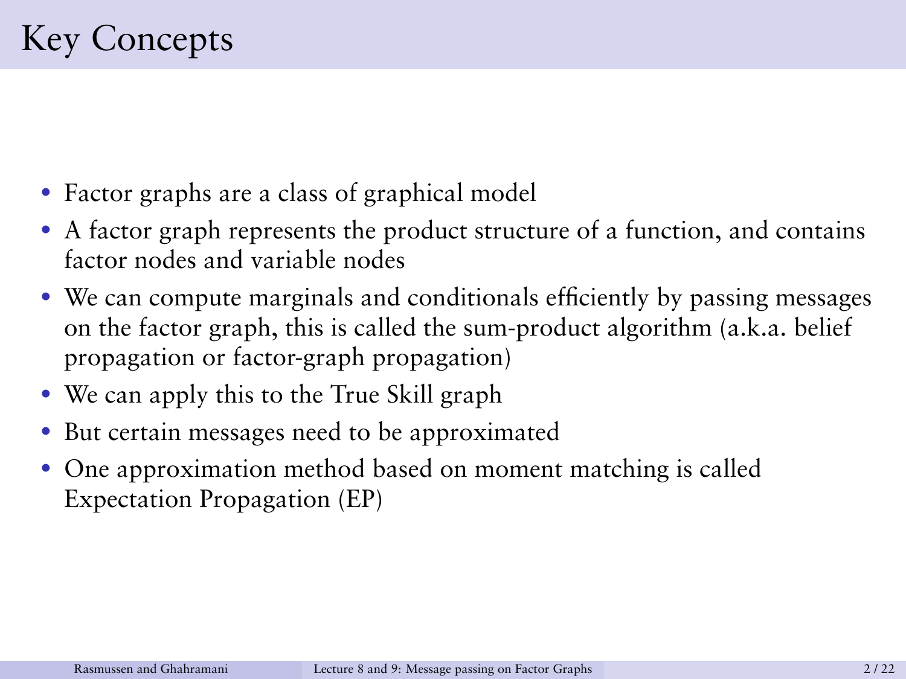# Key Concepts

- Factor graphs are a class of graphical model
- A factor graph represents the product structure of a function, and contains factor nodes and variable nodes
- We can compute marginals and conditionals efficiently by passing messages on the factor graph, this is called the sum-product algorithm (a.k.a. belief propagation or factor-graph propagation)
- We can apply this to the True Skill graph
- But certain messages need to be approximated
- One approximation method based on moment matching is called Expectation Propagation (EP)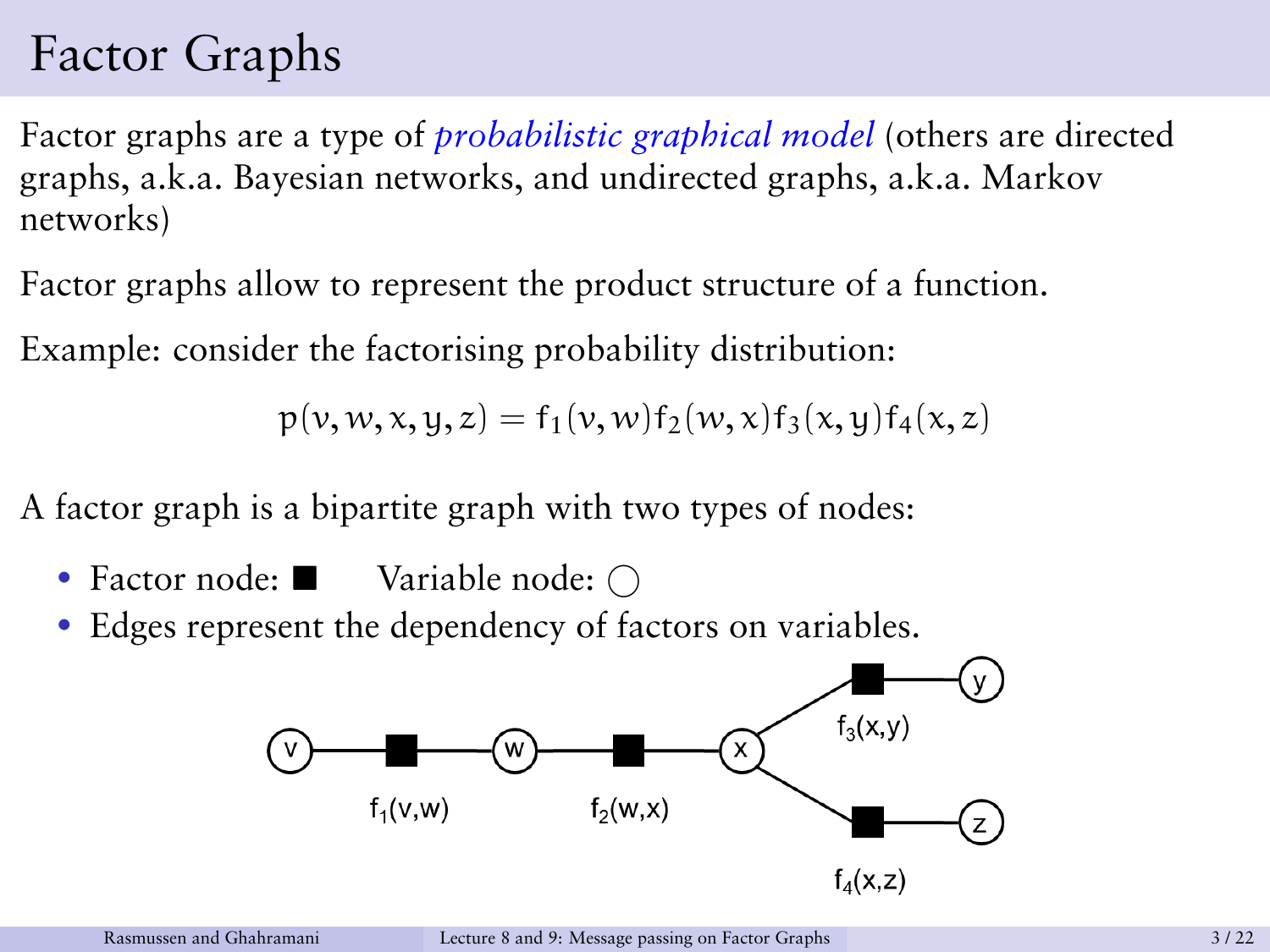# Factor Graphs

Factor graphs are a type of *probabilistic graphical model* (others are directed graphs, a.k.a. Bayesian networks, and undirected graphs, a.k.a. Markov networks)

Factor graphs allow to represent the product structure of a function.

Example: consider the factorising probability distribution:

$$p(v, w, x, y, z) = f_1(v, w) f_2(w, x) f_3(x, y) f_4(x, z)$$

A factor graph is a bipartite graph with two types of nodes:

- Factor node: ■ Variable node: ○
- Edges represent the dependency of factors on variables.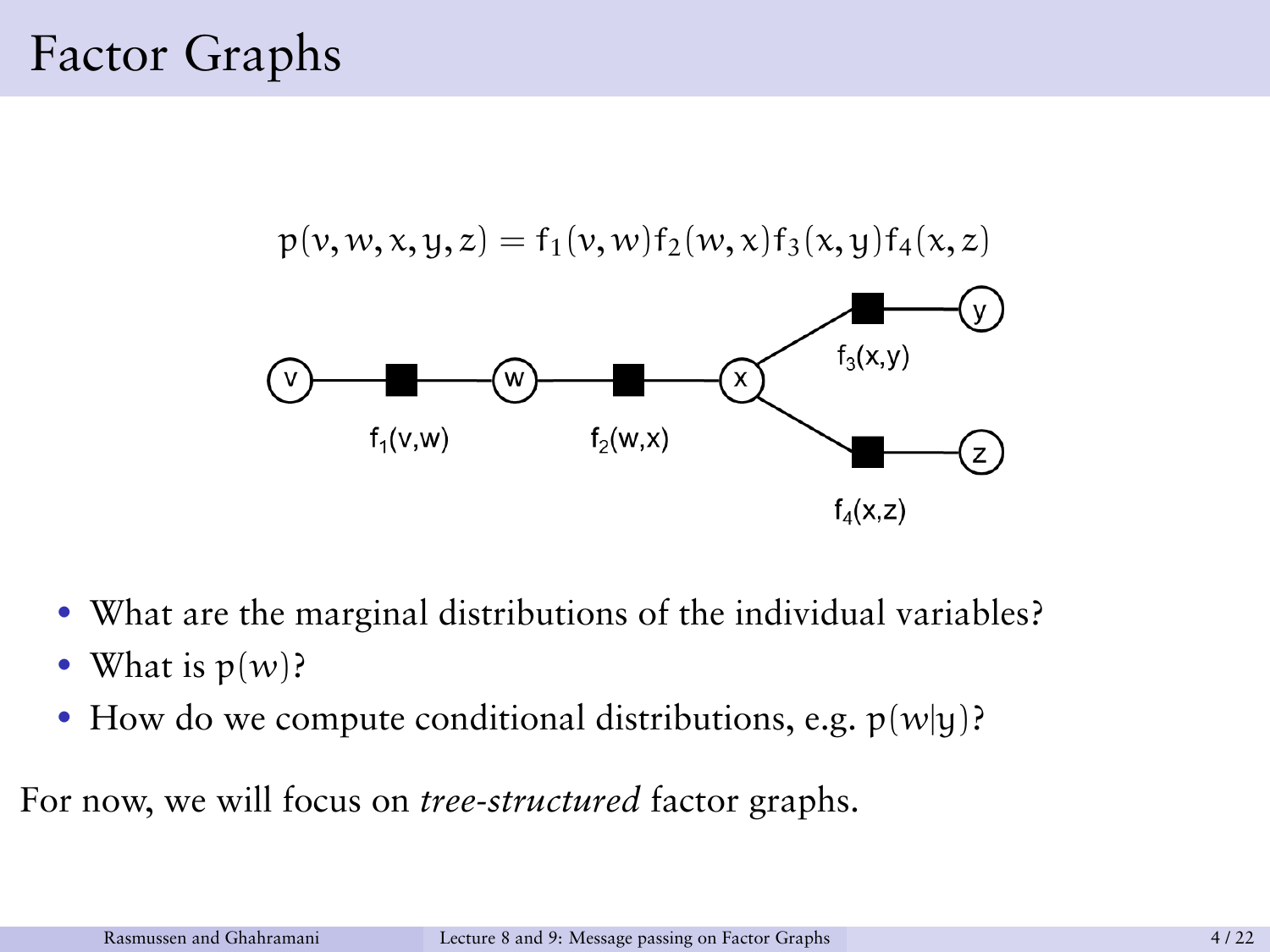# Factor Graphs

$$p(v, w, x, y, z) = f_1(v, w) f_2(w, x) f_3(x, y) f_4(x, z)$$

- What are the marginal distributions of the individual variables?
- What is $p(w)$?
- How do we compute conditional distributions, e.g. $p(w|y)$?

For now, we will focus on *tree-structured* factor graphs.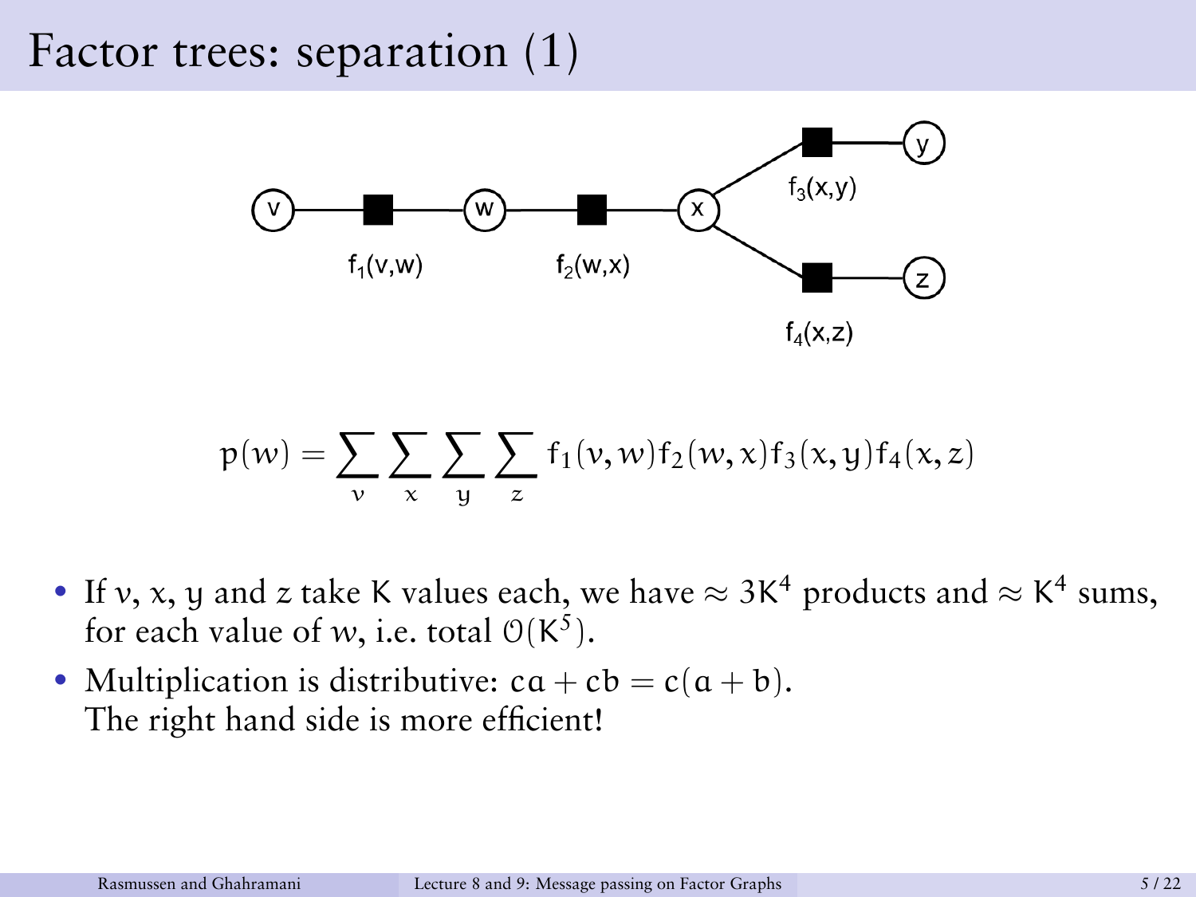# Factor trees: separation (1)

$$p(w) = \sum_{v} \sum_{x} \sum_{y} \sum_{z} f_1(v, w) f_2(w, x) f_3(x, y) f_4(x, z)$$

- If $v$, $x$, $y$ and $z$ take $K$ values each, we have $\approx 3K^4$ products and $\approx K^4$ sums, for each value of $w$, i.e. total $\mathcal{O}(K^5)$.
- Multiplication is distributive: $ca + cb = c(a + b)$.
  The right hand side is more efficient!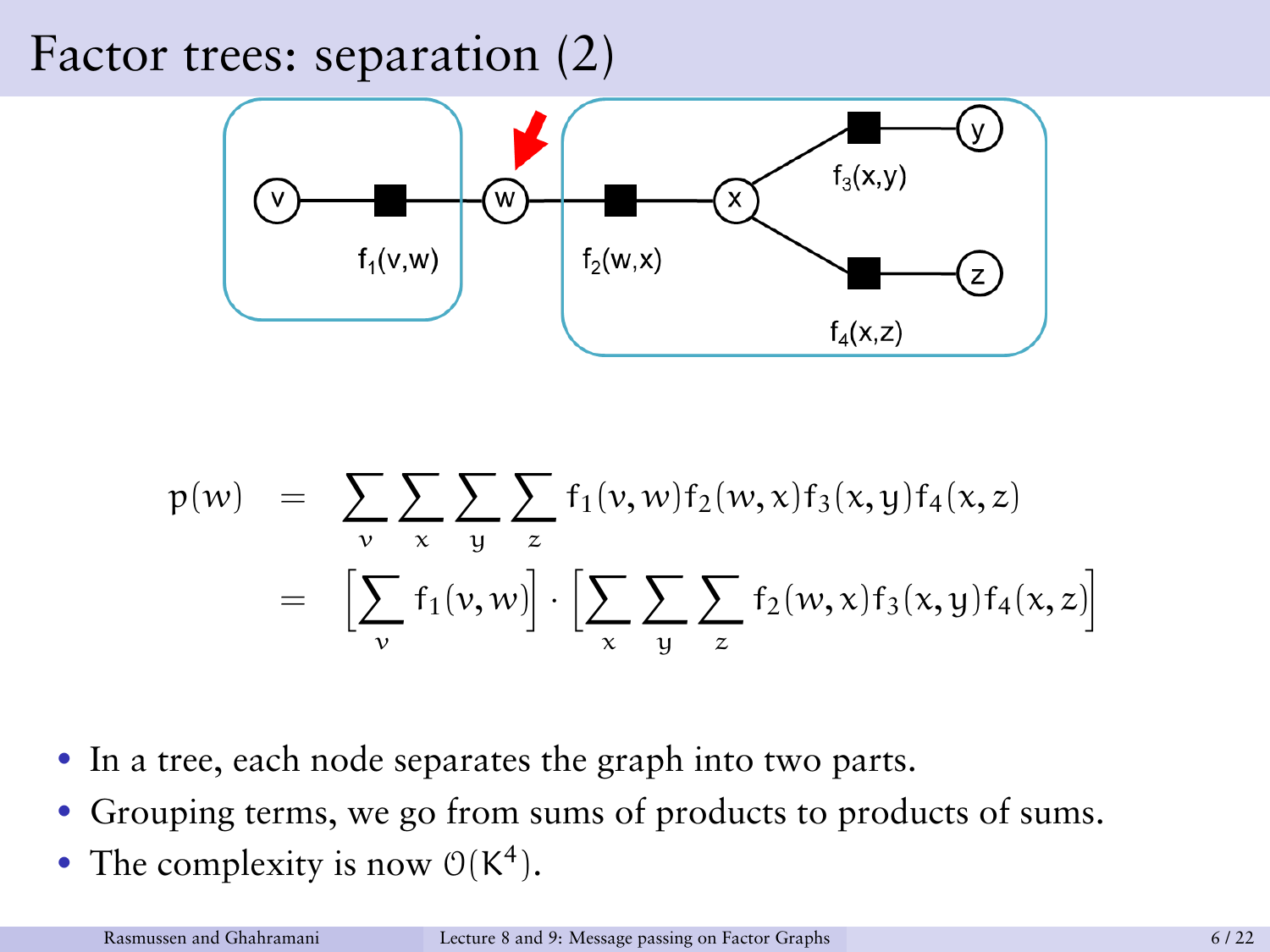# Factor trees: separation (2)

$$
\begin{aligned}
p(w) &= \sum_v \sum_x \sum_y \sum_z f_1(v,w) f_2(w,x) f_3(x,y) f_4(x,z) \\
&= \Big[\sum_v f_1(v,w)\Big] \cdot \Big[\sum_x \sum_y \sum_z f_2(w,x) f_3(x,y) f_4(x,z)\Big]
\end{aligned}
$$

- In a tree, each node separates the graph into two parts.
- Grouping terms, we go from sums of products to products of sums.
- The complexity is now $\mathcal{O}(K^4)$.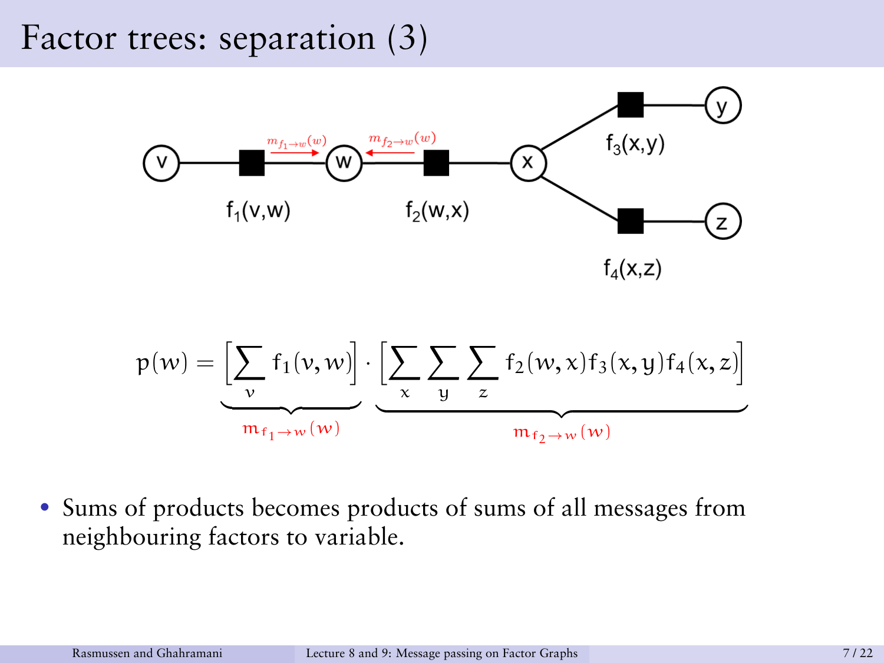# Factor trees: separation (3)

$$p(w) = \underbrace{\left[\sum_{v} f_1(v,w)\right]}_{m_{f_1 \to w}(w)} \cdot \underbrace{\left[\sum_{x}\sum_{y}\sum_{z} f_2(w,x) f_3(x,y) f_4(x,z)\right]}_{m_{f_2 \to w}(w)}$$

- Sums of products becomes products of sums of all messages from neighbouring factors to variable.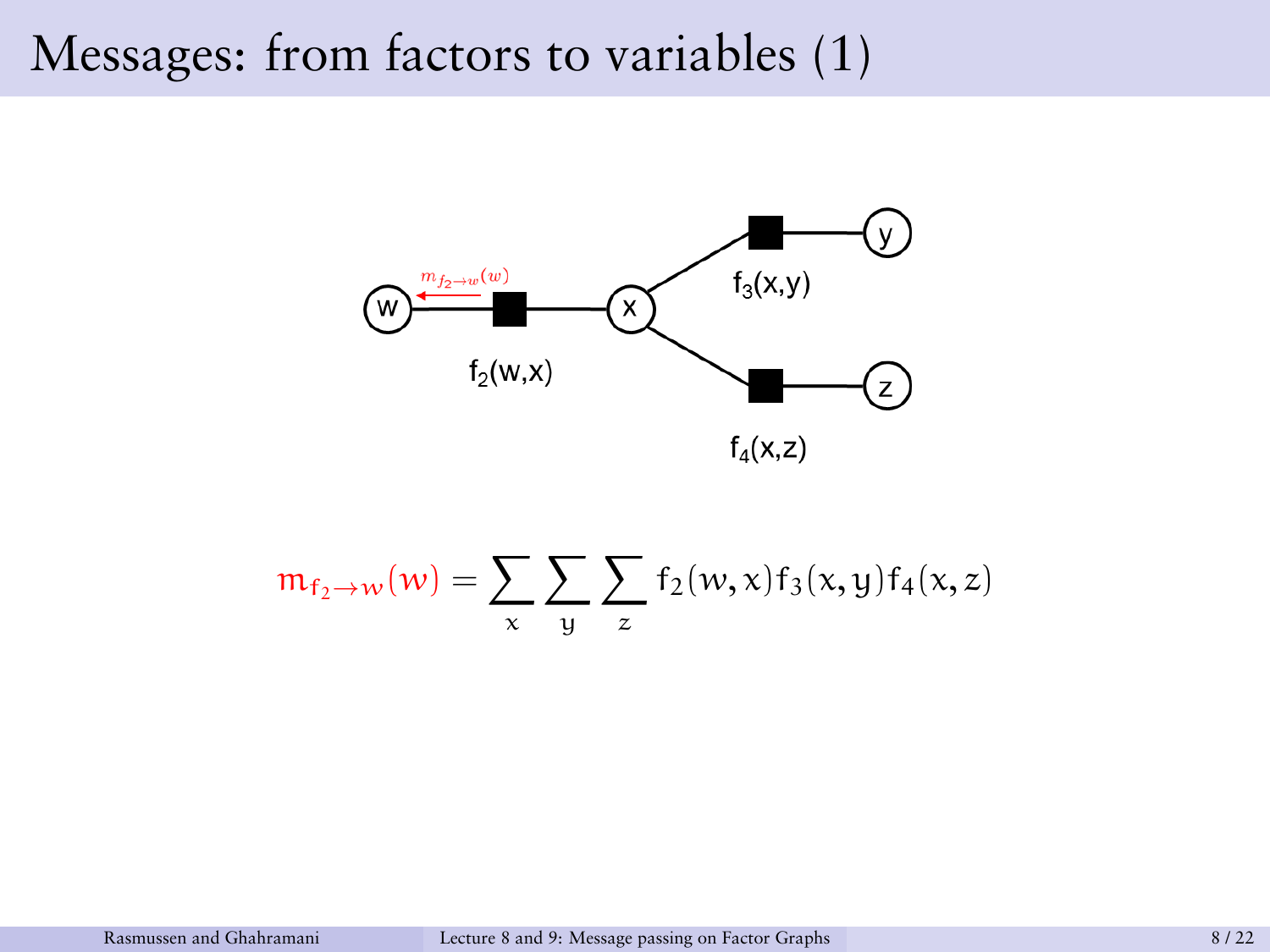# Messages: from factors to variables (1)

$$m_{f_2 \to w}(w) = \sum_x \sum_y \sum_z f_2(w,x) f_3(x,y) f_4(x,z)$$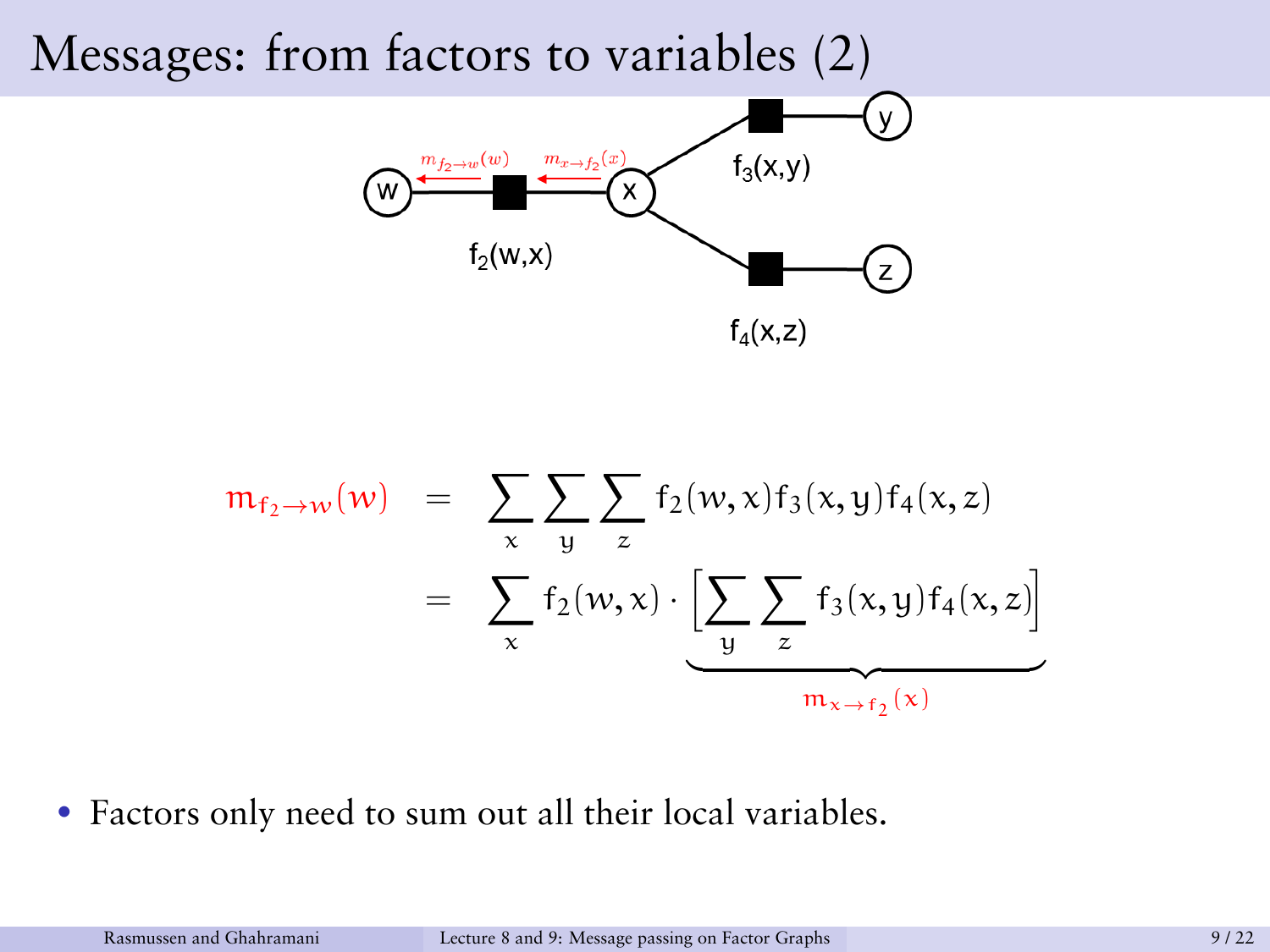# Messages: from factors to variables (2)

$$
\begin{aligned}
m_{f_2 \to w}(w) &= \sum_x \sum_y \sum_z f_2(w,x) f_3(x,y) f_4(x,z) \\
&= \sum_x f_2(w,x) \cdot \underbrace{\left[ \sum_y \sum_z f_3(x,y) f_4(x,z) \right]}_{m_{x \to f_2}(x)}
\end{aligned}
$$

- Factors only need to sum out all their local variables.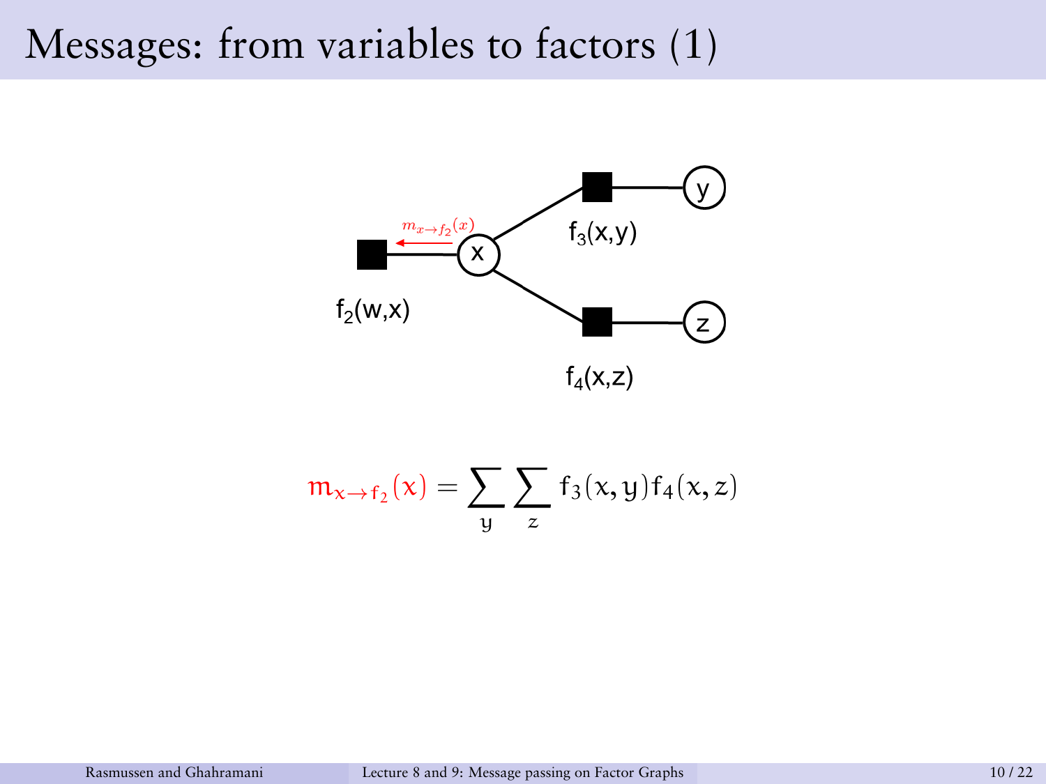# Messages: from variables to factors (1)

$$m_{x \to f_2}(x) = \sum_y \sum_z f_3(x, y) f_4(x, z)$$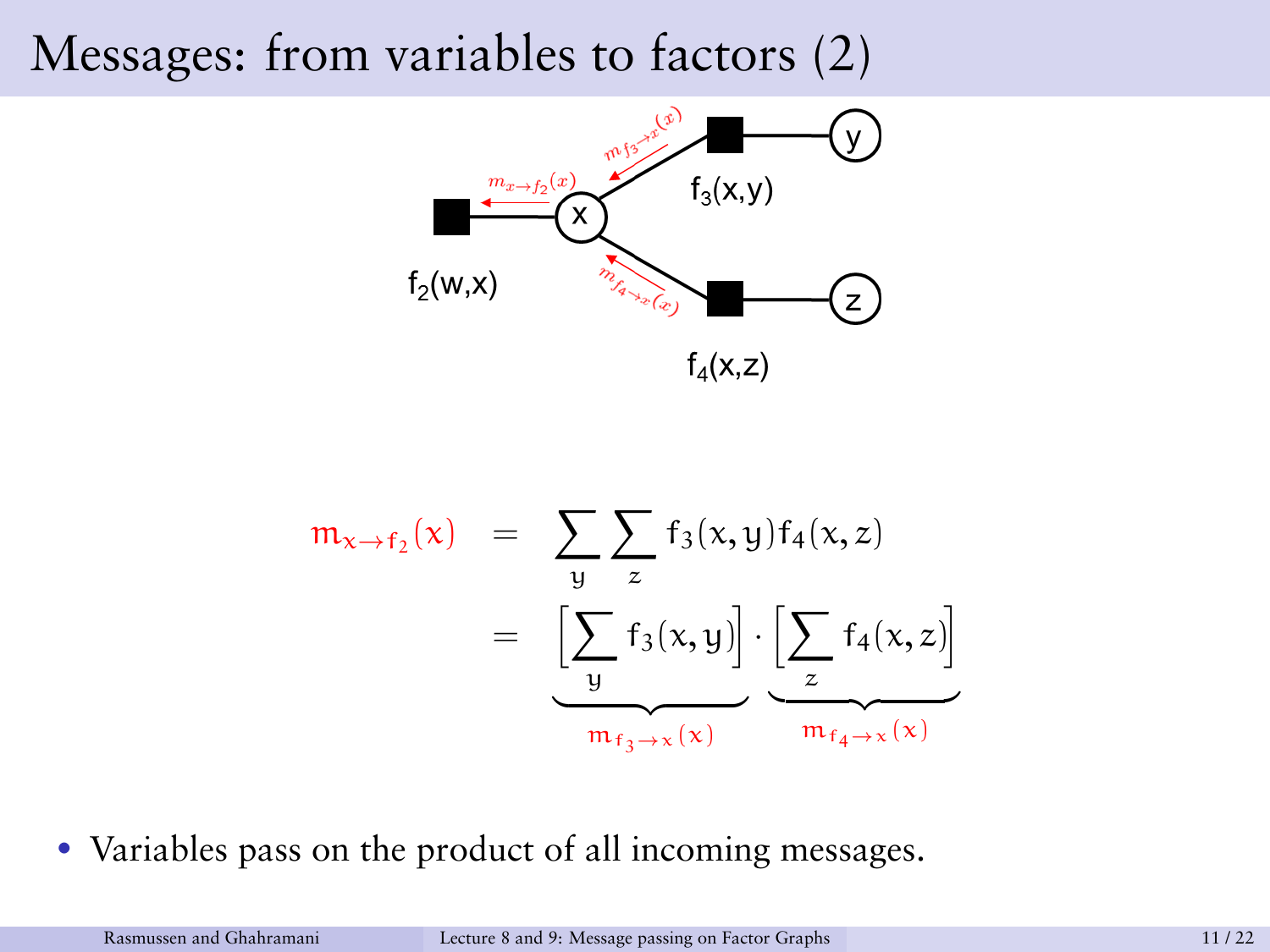# Messages: from variables to factors (2)

$$
\begin{aligned}
m_{x \to f_2}(x) &= \sum_y \sum_z f_3(x,y) f_4(x,z) \\
&= \underbrace{\Big[\sum_y f_3(x,y)\Big]}_{m_{f_3 \to x}(x)} \cdot \underbrace{\Big[\sum_z f_4(x,z)\Big]}_{m_{f_4 \to x}(x)}
\end{aligned}
$$

- Variables pass on the product of all incoming messages.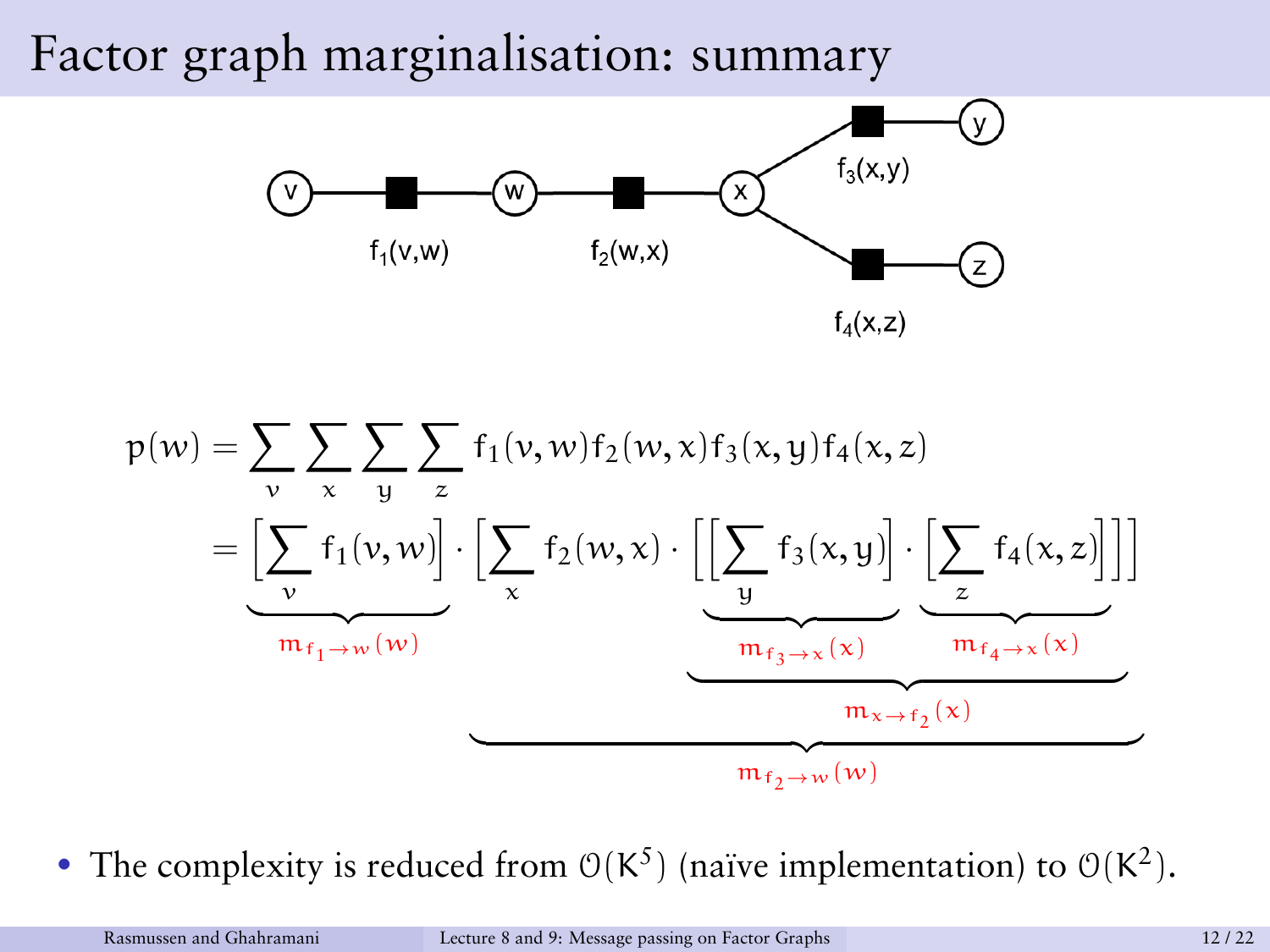# Factor graph marginalisation: summary

$$p(w) = \sum_v \sum_x \sum_y \sum_z f_1(v,w) f_2(w,x) f_3(x,y) f_4(x,z)$$

$$= \underbrace{\Big[\sum_v f_1(v,w)\Big]}_{m_{f_1 \to w}(w)} \cdot \underbrace{\Big[\sum_x f_2(w,x) \cdot \underbrace{\Big[\underbrace{\Big[\sum_y f_3(x,y)\Big]}_{m_{f_3 \to x}(x)} \cdot \underbrace{\Big[\sum_z f_4(x,z)\Big]}_{m_{f_4 \to x}(x)}\Big]}_{m_{x \to f_2}(x)}\Big]}_{m_{f_2 \to w}(w)}$$

- The complexity is reduced from $\mathcal{O}(K^5)$ (naïve implementation) to $\mathcal{O}(K^2)$.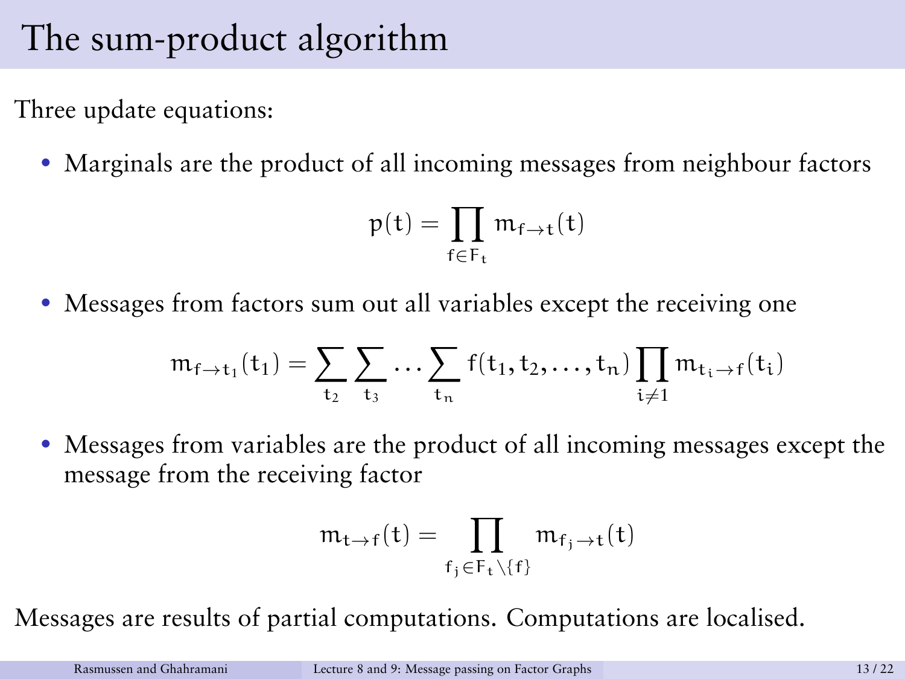# The sum-product algorithm

Three update equations:

- Marginals are the product of all incoming messages from neighbour factors

$$p(t) = \prod_{f \in F_t} m_{f \to t}(t)$$

- Messages from factors sum out all variables except the receiving one

$$m_{f \to t_1}(t_1) = \sum_{t_2} \sum_{t_3} \ldots \sum_{t_n} f(t_1, t_2, \ldots, t_n) \prod_{i \neq 1} m_{t_i \to f}(t_i)$$

- Messages from variables are the product of all incoming messages except the message from the receiving factor

$$m_{t \to f}(t) = \prod_{f_j \in F_t \setminus \{f\}} m_{f_j \to t}(t)$$

Messages are results of partial computations. Computations are localised.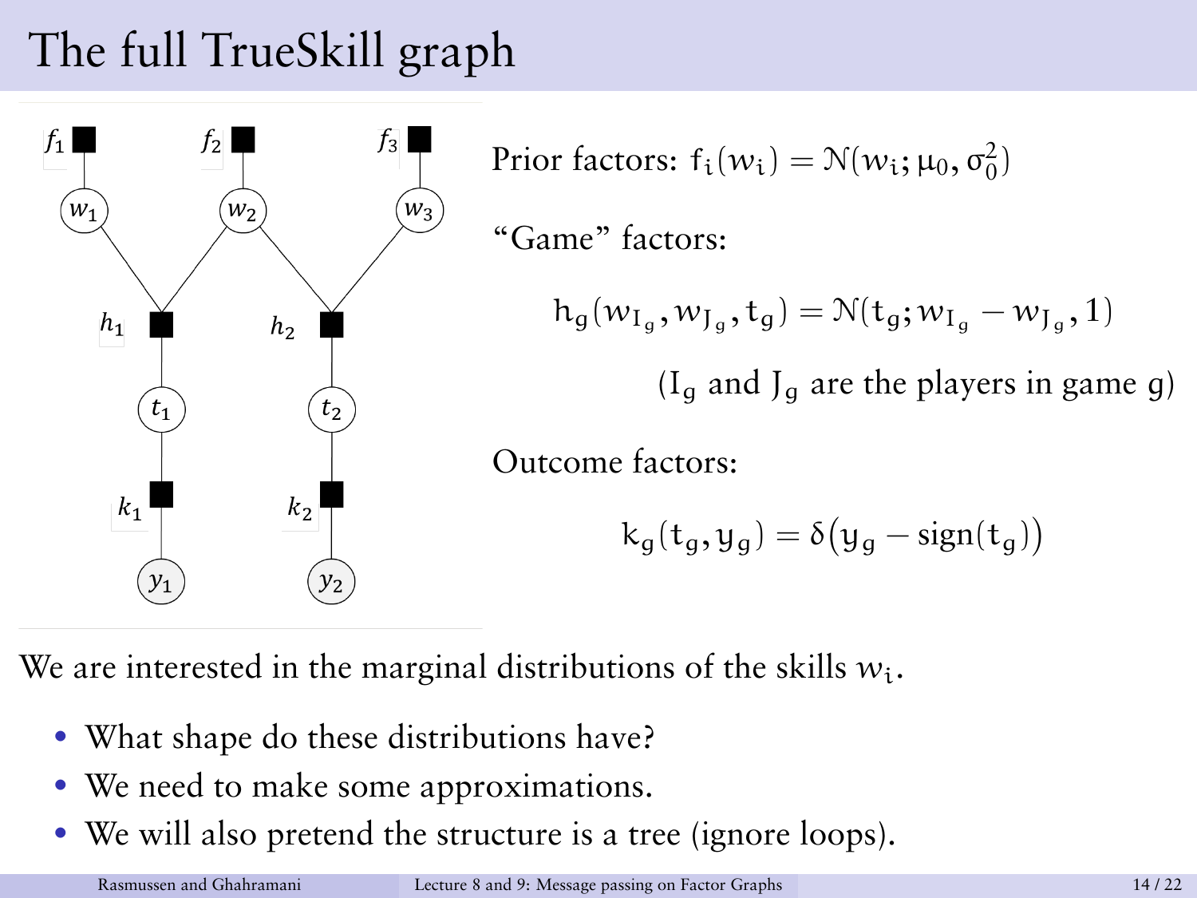# The full TrueSkill graph

Prior factors: $f_i(w_i) = \mathcal{N}(w_i; \mu_0, \sigma_0^2)$

"Game" factors:

$$h_g(w_{I_g}, w_{J_g}, t_g) = \mathcal{N}(t_g; w_{I_g} - w_{J_g}, 1)$$

($I_g$ and $J_g$ are the players in game $g$)

Outcome factors:

$$k_g(t_g, y_g) = \delta\big(y_g - \text{sign}(t_g)\big)$$

We are interested in the marginal distributions of the skills $w_i$.

- What shape do these distributions have?
- We need to make some approximations.
- We will also pretend the structure is a tree (ignore loops).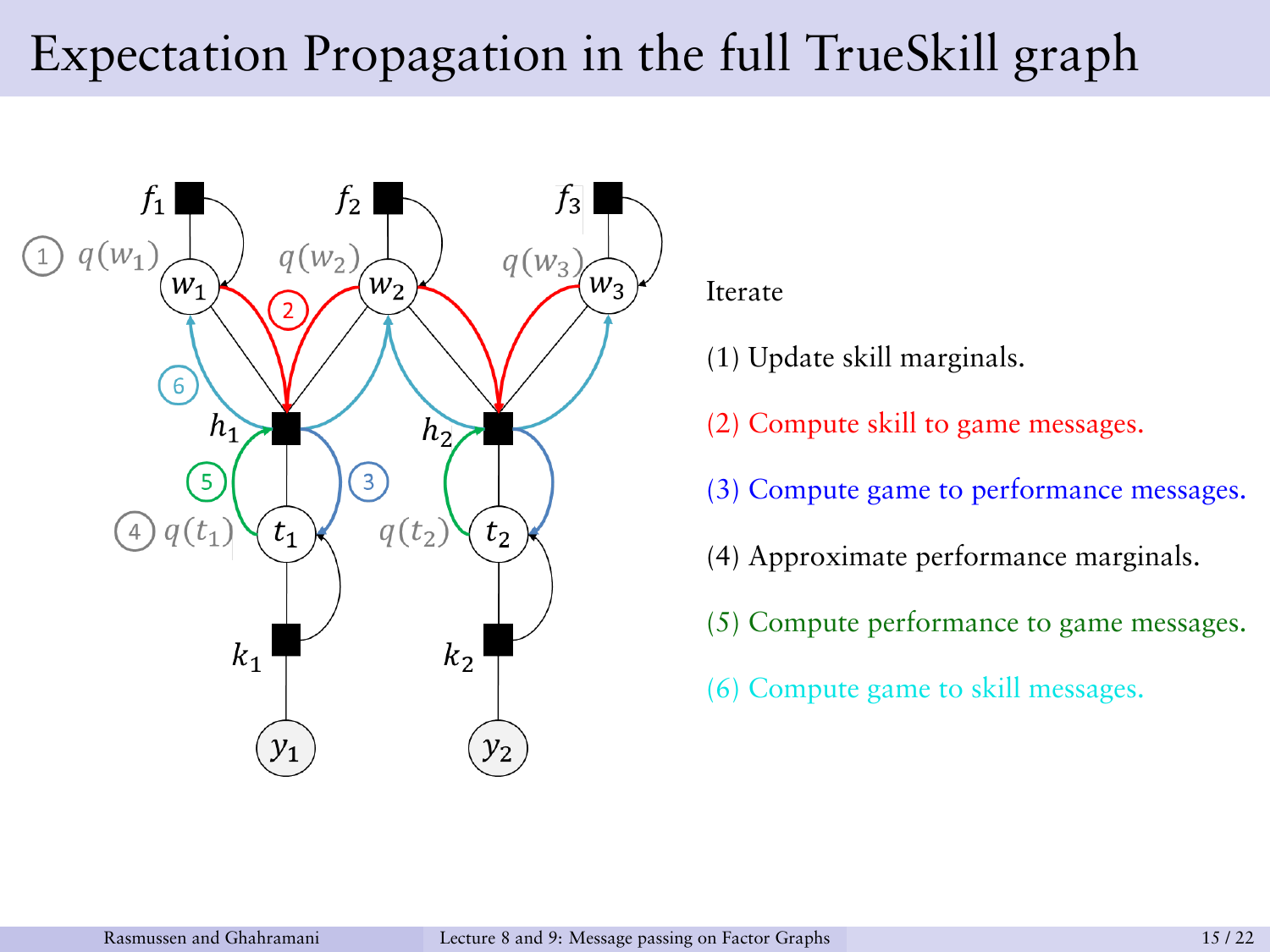# Expectation Propagation in the full TrueSkill graph

Iterate

(1) Update skill marginals.

(2) Compute skill to game messages.

(3) Compute game to performance messages.

(4) Approximate performance marginals.

(5) Compute performance to game messages.

(6) Compute game to skill messages.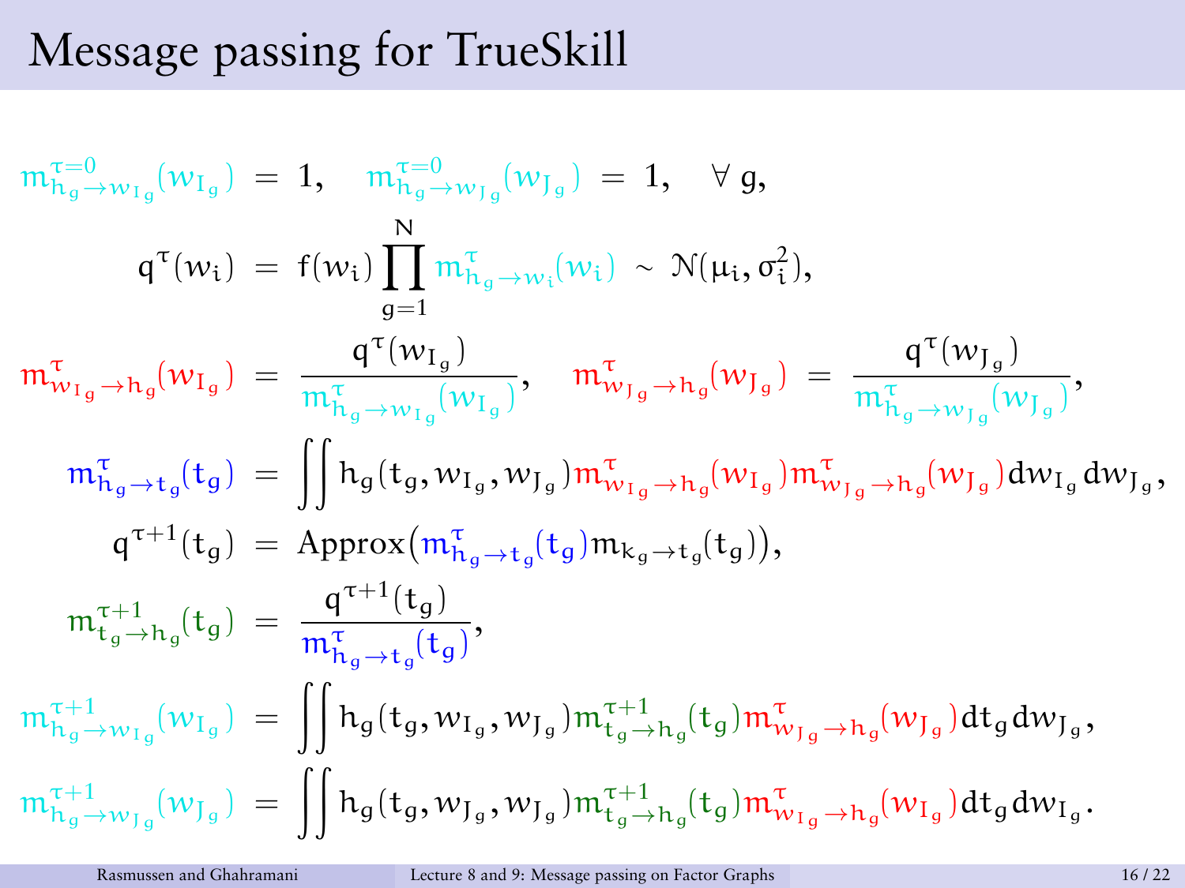# Message passing for TrueSkill

$$m^{\tau=0}_{h_g \to w_{I_g}}(w_{I_g}) \;=\; 1, \quad m^{\tau=0}_{h_g \to w_{J_g}}(w_{J_g}) \;=\; 1, \quad \forall\, g,$$

$$q^{\tau}(w_i) \;=\; f(w_i) \prod_{g=1}^{N} m^{\tau}_{h_g \to w_i}(w_i) \;\sim\; \mathcal{N}(\mu_i, \sigma_i^2),$$

$$m^{\tau}_{w_{I_g} \to h_g}(w_{I_g}) \;=\; \frac{q^{\tau}(w_{I_g})}{m^{\tau}_{h_g \to w_{I_g}}(w_{I_g})}, \quad m^{\tau}_{w_{J_g} \to h_g}(w_{J_g}) \;=\; \frac{q^{\tau}(w_{J_g})}{m^{\tau}_{h_g \to w_{J_g}}(w_{J_g})},$$

$$m^{\tau}_{h_g \to t_g}(t_g) \;=\; \iint h_g(t_g, w_{I_g}, w_{J_g})\, m^{\tau}_{w_{I_g} \to h_g}(w_{I_g})\, m^{\tau}_{w_{J_g} \to h_g}(w_{J_g})\, dw_{I_g}\, dw_{J_g},$$

$$q^{\tau+1}(t_g) \;=\; \text{Approx}\big(m^{\tau}_{h_g \to t_g}(t_g)\, m_{k_g \to t_g}(t_g)\big),$$

$$m^{\tau+1}_{t_g \to h_g}(t_g) \;=\; \frac{q^{\tau+1}(t_g)}{m^{\tau}_{h_g \to t_g}(t_g)},$$

$$m^{\tau+1}_{h_g \to w_{I_g}}(w_{I_g}) \;=\; \iint h_g(t_g, w_{I_g}, w_{J_g})\, m^{\tau+1}_{t_g \to h_g}(t_g)\, m^{\tau}_{w_{J_g} \to h_g}(w_{J_g})\, dt_g\, dw_{J_g},$$

$$m^{\tau+1}_{h_g \to w_{J_g}}(w_{J_g}) \;=\; \iint h_g(t_g, w_{J_g}, w_{J_g})\, m^{\tau+1}_{t_g \to h_g}(t_g)\, m^{\tau}_{w_{I_g} \to h_g}(w_{I_g})\, dt_g\, dw_{I_g}.$$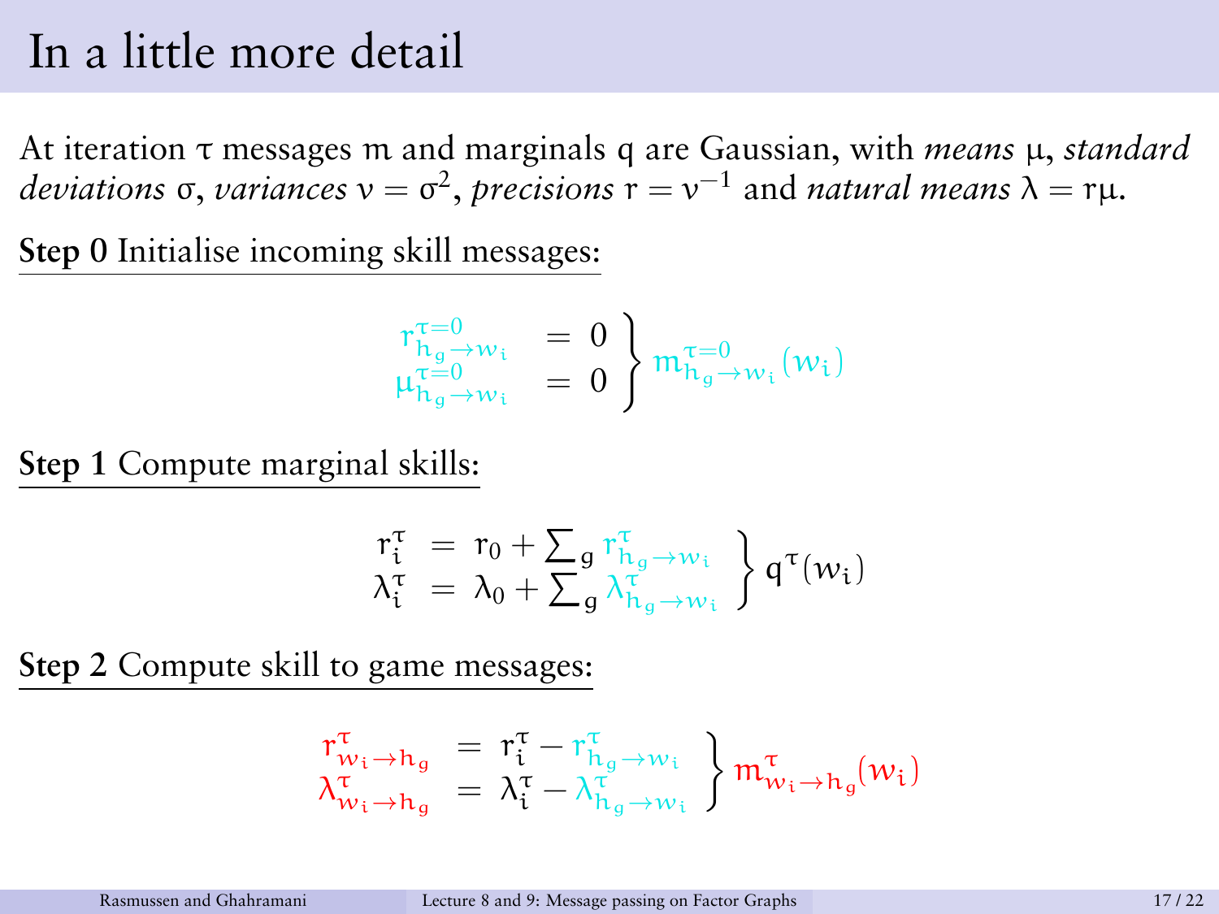# In a little more detail

At iteration $\tau$ messages $m$ and marginals $q$ are Gaussian, with *means* $\mu$, *standard deviations* $\sigma$, *variances* $v = \sigma^2$, *precisions* $r = v^{-1}$ and *natural means* $\lambda = r\mu$.

**Step 0** Initialise incoming skill messages:

$$\left.\begin{array}{lcl} r^{\tau=0}_{h_g \to w_i} & = & 0 \\ \mu^{\tau=0}_{h_g \to w_i} & = & 0 \end{array}\right\} m^{\tau=0}_{h_g \to w_i}(w_i)$$

**Step 1** Compute marginal skills:

$$\left.\begin{array}{lcl} r^{\tau}_{i} & = & r_0 + \sum_g r^{\tau}_{h_g \to w_i} \\ \lambda^{\tau}_{i} & = & \lambda_0 + \sum_g \lambda^{\tau}_{h_g \to w_i} \end{array}\right\} q^{\tau}(w_i)$$

**Step 2** Compute skill to game messages:

$$\left.\begin{array}{lcl} r^{\tau}_{w_i \to h_g} & = & r^{\tau}_{i} - r^{\tau}_{h_g \to w_i} \\ \lambda^{\tau}_{w_i \to h_g} & = & \lambda^{\tau}_{i} - \lambda^{\tau}_{h_g \to w_i} \end{array}\right\} m^{\tau}_{w_i \to h_g}(w_i)$$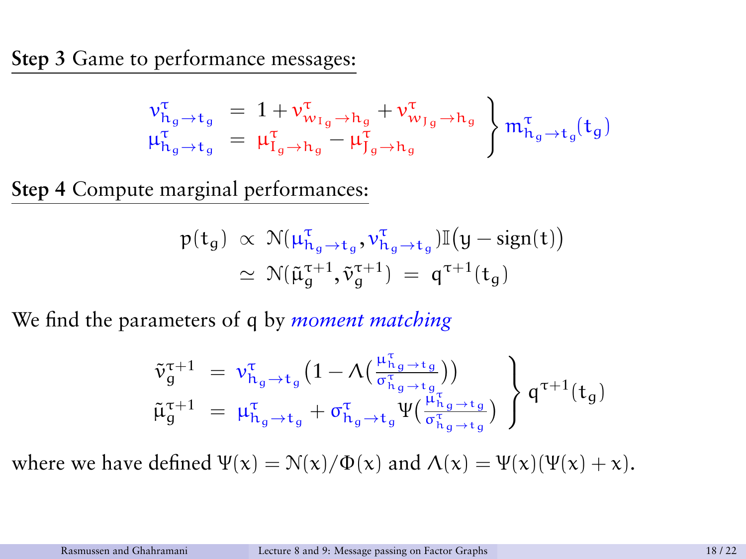**Step 3** Game to performance messages:

$$\left.\begin{array}{rcl} v^{\tau}_{h_g \to t_g} &=& 1 + v^{\tau}_{w_{I_g} \to h_g} + v^{\tau}_{w_{J_g} \to h_g} \\ \mu^{\tau}_{h_g \to t_g} &=& \mu^{\tau}_{I_g \to h_g} - \mu^{\tau}_{J_g \to h_g} \end{array}\right\} m^{\tau}_{h_g \to t_g}(t_g)$$

**Step 4** Compute marginal performances:

$$\begin{aligned} p(t_g) &\propto \mathcal{N}(\mu^{\tau}_{h_g \to t_g}, v^{\tau}_{h_g \to t_g}) \mathbb{I}\big(y - \text{sign}(t)\big) \\ &\simeq \mathcal{N}(\tilde{\mu}^{\tau+1}_g, \tilde{v}^{\tau+1}_g) \;=\; q^{\tau+1}(t_g) \end{aligned}$$

We find the parameters of $q$ by *moment matching*

$$\left.\begin{array}{rcl} \tilde{v}^{\tau+1}_g &=& v^{\tau}_{h_g \to t_g}\Big(1 - \Lambda\big(\frac{\mu^{\tau}_{h_g \to t_g}}{\sigma^{\tau}_{h_g \to t_g}}\big)\Big) \\ \tilde{\mu}^{\tau+1}_g &=& \mu^{\tau}_{h_g \to t_g} + \sigma^{\tau}_{h_g \to t_g} \Psi\big(\frac{\mu^{\tau}_{h_g \to t_g}}{\sigma^{\tau}_{h_g \to t_g}}\big) \end{array}\right\} q^{\tau+1}(t_g)$$

where we have defined $\Psi(x) = \mathcal{N}(x)/\Phi(x)$ and $\Lambda(x) = \Psi(x)(\Psi(x) + x)$.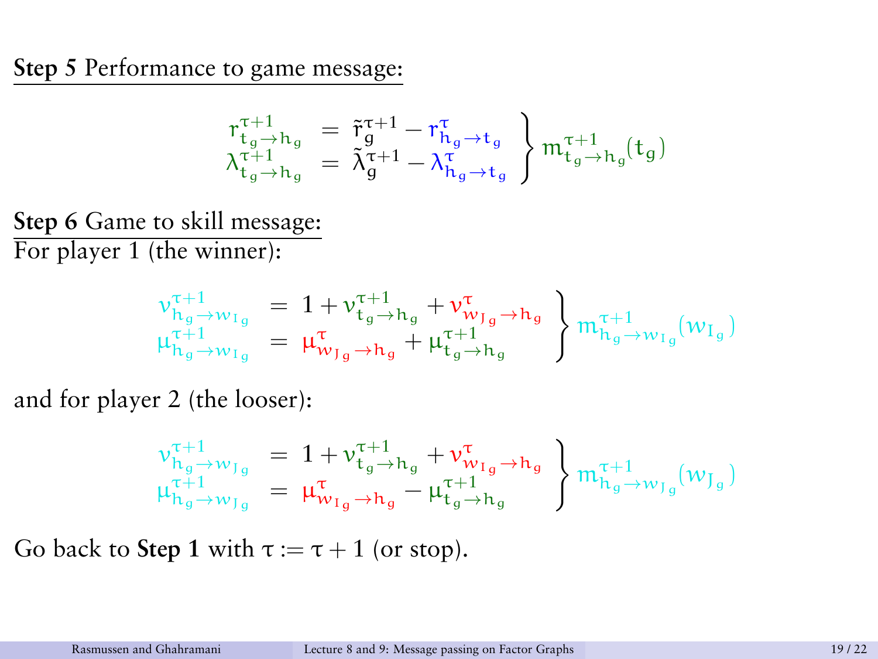**Step 5** Performance to game message:

$$\left.\begin{aligned} r^{\tau+1}_{t_g \to h_g} &= \tilde{r}^{\tau+1}_g - r^{\tau}_{h_g \to t_g} \\ \lambda^{\tau+1}_{t_g \to h_g} &= \tilde{\lambda}^{\tau+1}_g - \lambda^{\tau}_{h_g \to t_g} \end{aligned}\right\} m^{\tau+1}_{t_g \to h_g}(t_g)$$

**Step 6** Game to skill message:
For player 1 (the winner):

$$\left.\begin{aligned} \nu^{\tau+1}_{h_g \to w_{I_g}} &= 1 + \nu^{\tau+1}_{t_g \to h_g} + \nu^{\tau}_{w_{J_g} \to h_g} \\ \mu^{\tau+1}_{h_g \to w_{I_g}} &= \mu^{\tau}_{w_{J_g} \to h_g} + \mu^{\tau+1}_{t_g \to h_g} \end{aligned}\right\} m^{\tau+1}_{h_g \to w_{I_g}}(w_{I_g})$$

and for player 2 (the looser):

$$\left.\begin{aligned} \nu^{\tau+1}_{h_g \to w_{J_g}} &= 1 + \nu^{\tau+1}_{t_g \to h_g} + \nu^{\tau}_{w_{I_g} \to h_g} \\ \mu^{\tau+1}_{h_g \to w_{J_g}} &= \mu^{\tau}_{w_{I_g} \to h_g} - \mu^{\tau+1}_{t_g \to h_g} \end{aligned}\right\} m^{\tau+1}_{h_g \to w_{J_g}}(w_{J_g})$$

Go back to **Step 1** with $\tau := \tau + 1$ (or stop).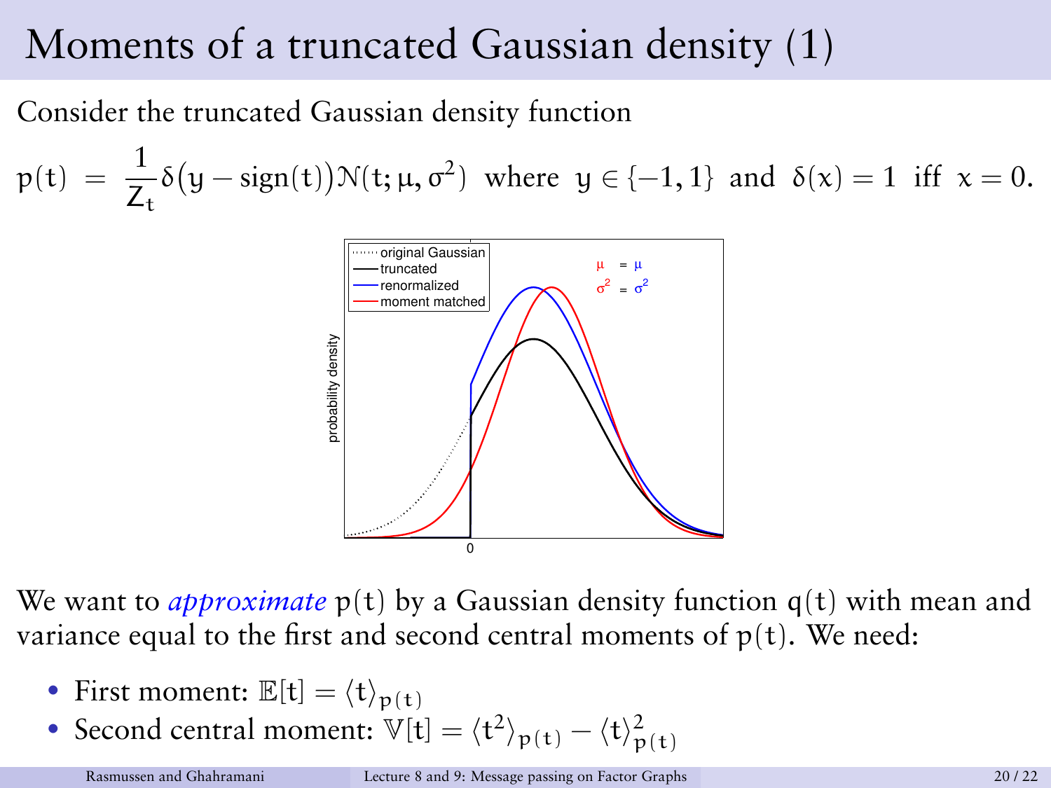# Moments of a truncated Gaussian density (1)

Consider the truncated Gaussian density function

$$p(t) = \frac{1}{Z_t}\delta\big(y - \text{sign}(t)\big)\mathcal{N}(t; \mu, \sigma^2) \;\; \text{where} \;\; y \in \{-1, 1\} \;\; \text{and} \;\; \delta(x) = 1 \;\; \text{iff} \;\; x = 0.$$

We want to *approximate* $p(t)$ by a Gaussian density function $q(t)$ with mean and variance equal to the first and second central moments of $p(t)$. We need:

- First moment: $\mathbb{E}[t] = \langle t \rangle_{p(t)}$
- Second central moment: $\mathbb{V}[t] = \langle t^2 \rangle_{p(t)} - \langle t \rangle^2_{p(t)}$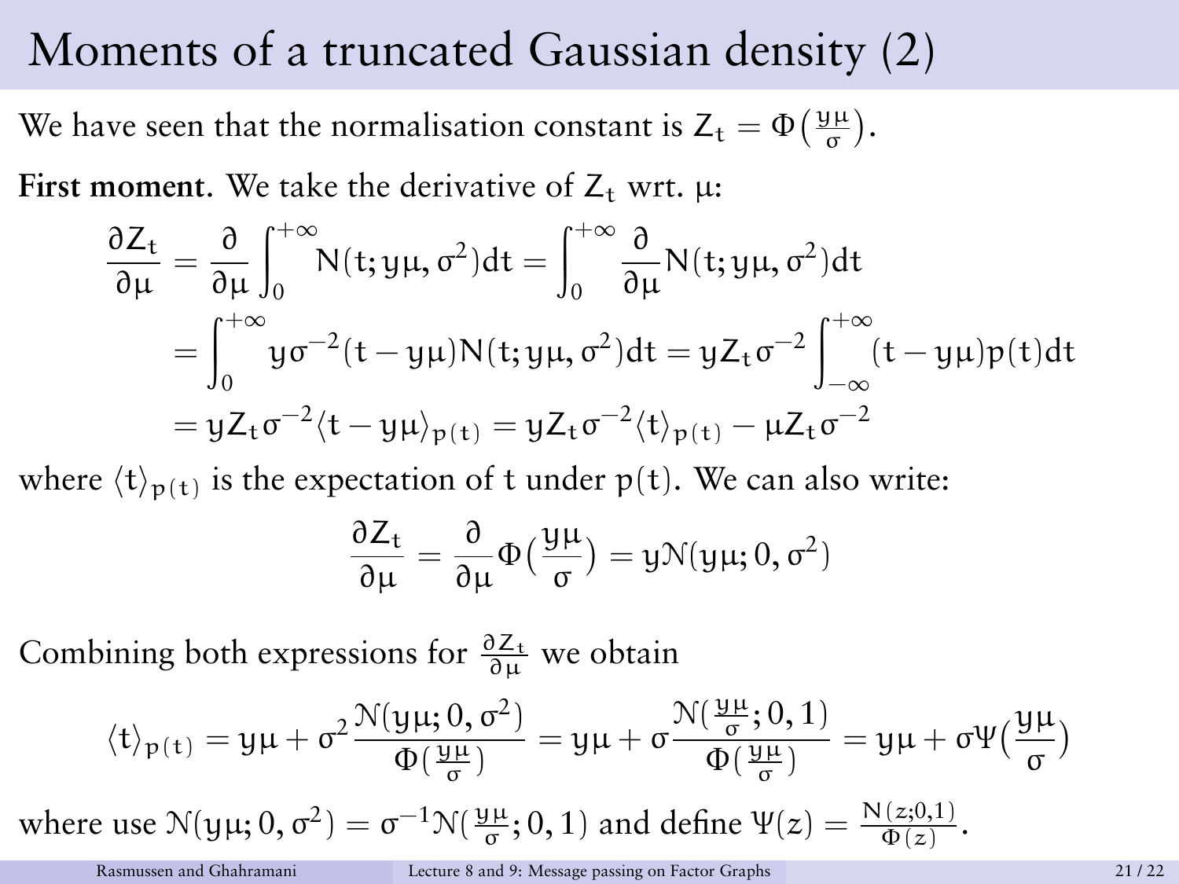# Moments of a truncated Gaussian density (2)

We have seen that the normalisation constant is $Z_t = \Phi\big(\frac{y\mu}{\sigma}\big)$.

**First moment.** We take the derivative of $Z_t$ wrt. $\mu$:

$$
\begin{aligned}
\frac{\partial Z_t}{\partial \mu} &= \frac{\partial}{\partial \mu}\int_0^{+\infty} \mathrm{N}(t; y\mu, \sigma^2)dt = \int_0^{+\infty} \frac{\partial}{\partial \mu}\mathrm{N}(t; y\mu, \sigma^2)dt \\
&= \int_0^{+\infty} y\sigma^{-2}(t - y\mu)\mathrm{N}(t; y\mu, \sigma^2)dt = yZ_t\sigma^{-2}\int_{-\infty}^{+\infty}(t - y\mu)p(t)dt \\
&= yZ_t\sigma^{-2}\langle t - y\mu\rangle_{p(t)} = yZ_t\sigma^{-2}\langle t\rangle_{p(t)} - \mu Z_t\sigma^{-2}
\end{aligned}
$$

where $\langle t\rangle_{p(t)}$ is the expectation of $t$ under $p(t)$. We can also write:

$$
\frac{\partial Z_t}{\partial \mu} = \frac{\partial}{\partial \mu}\Phi\big(\frac{y\mu}{\sigma}\big) = y\mathcal{N}(y\mu; 0, \sigma^2)
$$

Combining both expressions for $\frac{\partial Z_t}{\partial \mu}$ we obtain

$$
\langle t\rangle_{p(t)} = y\mu + \sigma^2\frac{\mathcal{N}(y\mu; 0, \sigma^2)}{\Phi(\frac{y\mu}{\sigma})} = y\mu + \sigma\frac{\mathcal{N}(\frac{y\mu}{\sigma}; 0, 1)}{\Phi(\frac{y\mu}{\sigma})} = y\mu + \sigma\Psi\big(\frac{y\mu}{\sigma}\big)
$$

where use $\mathcal{N}(y\mu; 0, \sigma^2) = \sigma^{-1}\mathcal{N}(\frac{y\mu}{\sigma}; 0, 1)$ and define $\Psi(z) = \frac{\mathrm{N}(z;0,1)}{\Phi(z)}$.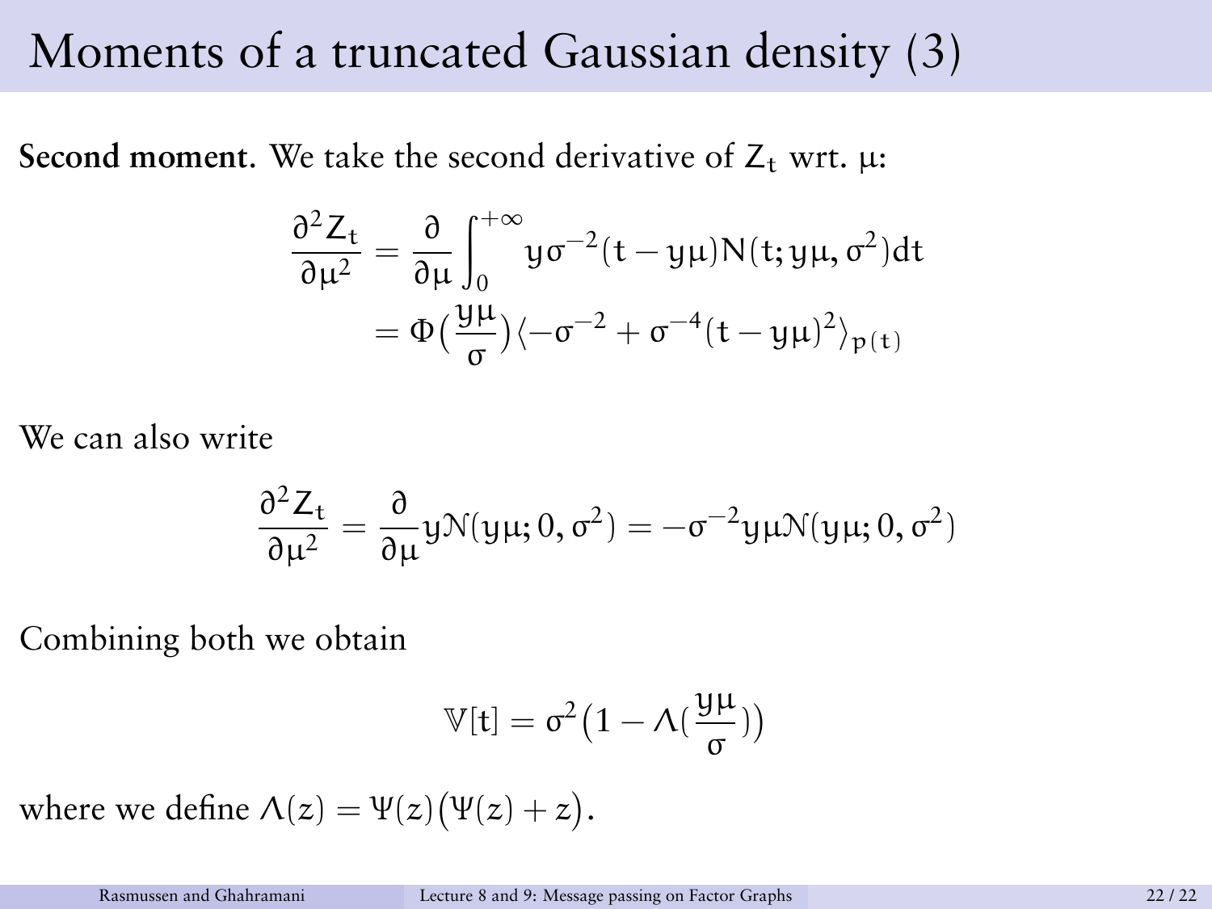# Moments of a truncated Gaussian density (3)

**Second moment.** We take the second derivative of $Z_t$ wrt. $\mu$:

$$
\begin{aligned}
\frac{\partial^2 Z_t}{\partial \mu^2} &= \frac{\partial}{\partial \mu} \int_0^{+\infty} y\sigma^{-2}(t - y\mu) N(t; y\mu, \sigma^2) dt \\
&= \Phi\big(\frac{y\mu}{\sigma}\big) \langle -\sigma^{-2} + \sigma^{-4}(t - y\mu)^2 \rangle_{p(t)}
\end{aligned}
$$

We can also write

$$
\frac{\partial^2 Z_t}{\partial \mu^2} = \frac{\partial}{\partial \mu} y \mathcal{N}(y\mu; 0, \sigma^2) = -\sigma^{-2} y\mu \mathcal{N}(y\mu; 0, \sigma^2)
$$

Combining both we obtain

$$
\mathbb{V}[t] = \sigma^2 \big(1 - \Lambda(\frac{y\mu}{\sigma})\big)
$$

where we define $\Lambda(z) = \Psi(z)\big(\Psi(z) + z\big)$.